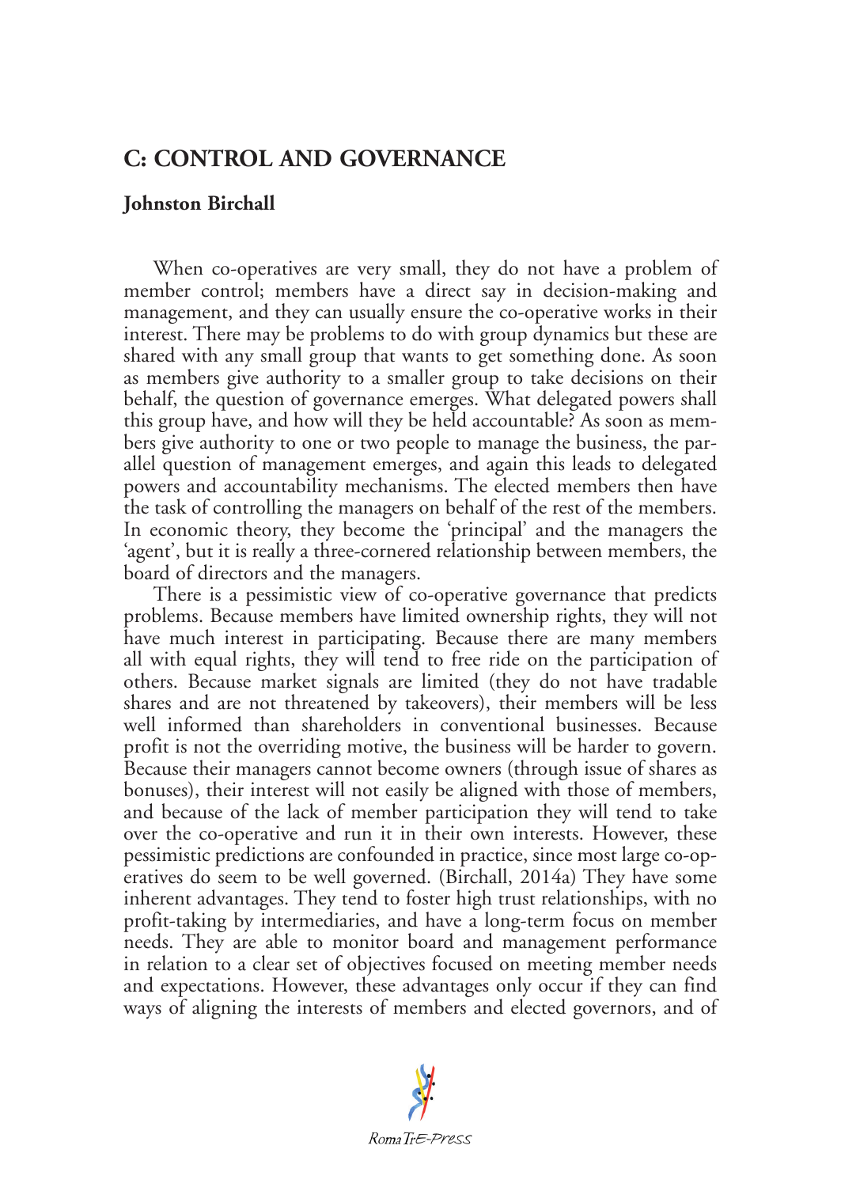## C: CONTROL AND GOVERNANCE

**Johnston Birchall**

When co-operatives are very small, they do not have a problem of member control; members have a direct say in decision-making and management, and they can usually ensure the co-operative works in their interest. There may be problems to do with group dynamics but these are shared with any small group that wants to get something done. As soon as members give authority to a smaller group to take decisions on their behalf, the question of governance emerges. What delegated powers shall this group have, and how will they be held accountable? As soon as members give authority to one or two people to manage the business, the parallel question of management emerges, and again this leads to delegated powers and accountability mechanisms. The elected members then have the task of controlling the managers on behalf of the rest of the members. In economic theory, they become the 'principal' and the managers the 'agent', but it is really a three-cornered relationship between members, the board of directors and the managers.

There is a pessimistic view of co-operative governance that predicts problems. Because members have limited ownership rights, they will not have much interest in participating. Because there are many members all with equal rights, they will tend to free ride on the participation of others. Because market signals are limited (they do not have tradable shares and are not threatened by takeovers), their members will be less well informed than shareholders in conventional businesses. Because profit is not the overriding motive, the business will be harder to govern. Because their managers cannot become owners (through issue of shares as bonuses), their interest will not easily be aligned with those of members, and because of the lack of member participation they will tend to take over the co-operative and run it in their own interests. However, these pessimistic predictions are confounded in practice, since most large co-operatives do seem to be well governed. (Birchall, 2014a) They have some inherent advantages. They tend to foster high trust relationships, with no profit-taking by intermediaries, and have a long-term focus on member needs. They are able to monitor board and management performance in relation to a clear set of objectives focused on meeting member needs and expectations. However, these advantages only occur if they can find ways of aligning the interests of members and elected governors, and of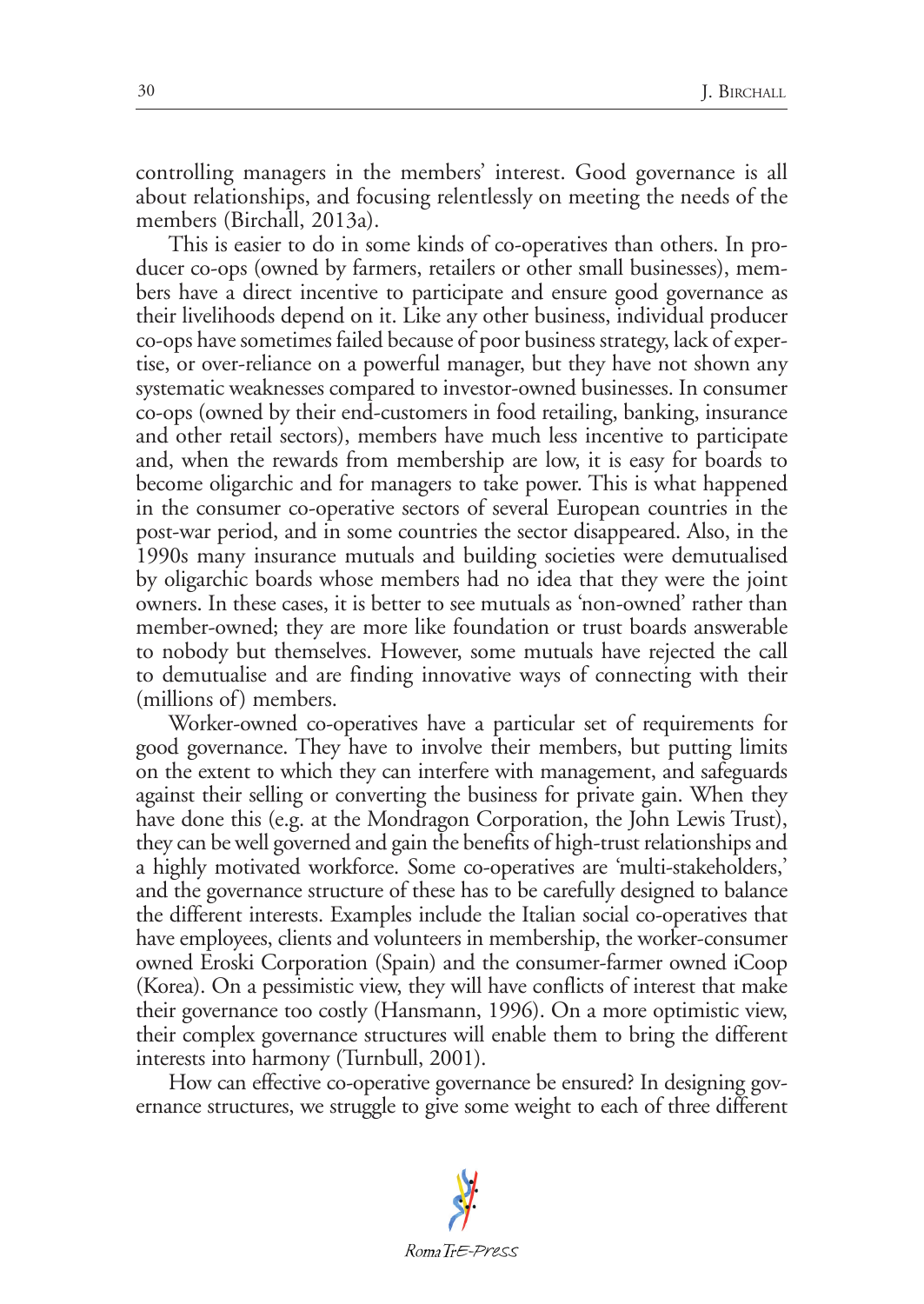controlling managers in the members' interest. Good governance is all about relationships, and focusing relentlessly on meeting the needs of the members (Birchall, 2013a).

This is easier to do in some kinds of co-operatives than others. In producer co-ops (owned by farmers, retailers or other small businesses), members have a direct incentive to participate and ensure good governance as their livelihoods depend on it. Like any other business, individual producer co-ops have sometimes failed because of poor business strategy, lack of expertise, or over-reliance on a powerful manager, but they have not shown any systematic weaknesses compared to investor-owned businesses. In consumer co-ops (owned by their end-customers in food retailing, banking, insurance and other retail sectors), members have much less incentive to participate and, when the rewards from membership are low, it is easy for boards to become oligarchic and for managers to take power. This is what happened in the consumer co-operative sectors of several European countries in the post-war period, and in some countries the sector disappeared. Also, in the 1990s many insurance mutuals and building societies were demutualised by oligarchic boards whose members had no idea that they were the joint owners. In these cases, it is better to see mutuals as 'non-owned' rather than member-owned; they are more like foundation or trust boards answerable to nobody but themselves. However, some mutuals have rejected the call to demutualise and are finding innovative ways of connecting with their (millions of) members.

Worker-owned co-operatives have a particular set of requirements for good governance. They have to involve their members, but putting limits on the extent to which they can interfere with management, and safeguards against their selling or converting the business for private gain. When they have done this (e.g. at the Mondragon Corporation, the John Lewis Trust), they can be well governed and gain the benefits of high-trust relationships and a highly motivated workforce. Some co-operatives are 'multi-stakeholders,' and the governance structure of these has to be carefully designed to balance the different interests. Examples include the Italian social co-operatives that have employees, clients and volunteers in membership, the worker-consumer owned Eroski Corporation (Spain) and the consumer-farmer owned iCoop (Korea). On a pessimistic view, they will have conflicts of interest that make their governance too costly (Hansmann, 1996). On a more optimistic view, their complex governance structures will enable them to bring the different interests into harmony (Turnbull, 2001).

How can effective co-operative governance be ensured? In designing governance structures, we struggle to give some weight to each of three different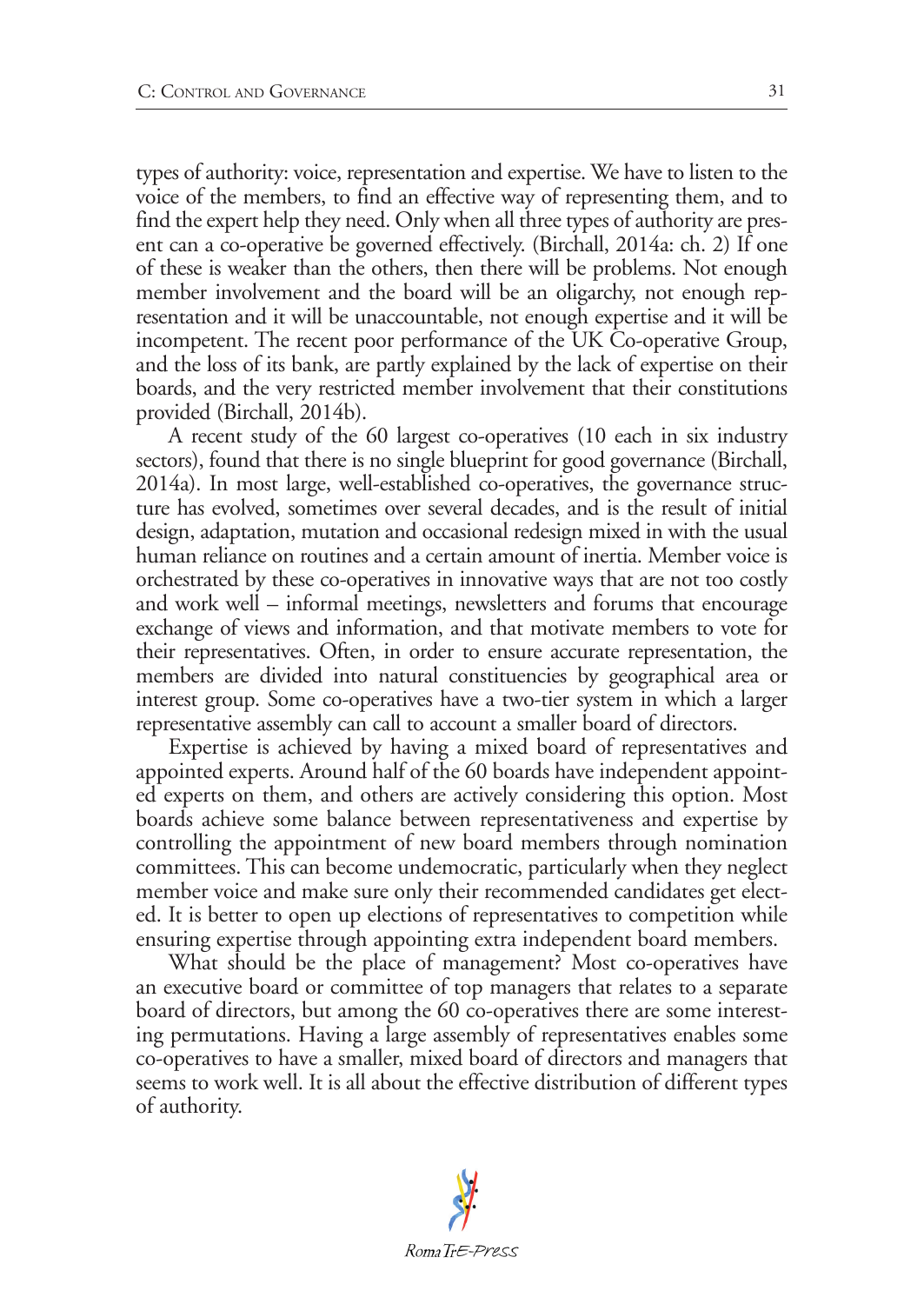types of authority: voice, representation and expertise. We have to listen to the voice of the members, to find an effective way of representing them, and to find the expert help they need. Only when all three types of authority are present can a co-operative be governed effectively. (Birchall, 2014a: ch. 2) If one of these is weaker than the others, then there will be problems. Not enough member involvement and the board will be an oligarchy, not enough representation and it will be unaccountable, not enough expertise and it will be incompetent. The recent poor performance of the UK Co-operative Group, and the loss of its bank, are partly explained by the lack of expertise on their boards, and the very restricted member involvement that their constitutions provided (Birchall, 2014b).

A recent study of the 60 largest co-operatives (10 each in six industry sectors), found that there is no single blueprint for good governance (Birchall, 2014a). In most large, well-established co-operatives, the governance structure has evolved, sometimes over several decades, and is the result of initial design, adaptation, mutation and occasional redesign mixed in with the usual human reliance on routines and a certain amount of inertia. Member voice is orchestrated by these co-operatives in innovative ways that are not too costly and work well – informal meetings, newsletters and forums that encourage exchange of views and information, and that motivate members to vote for their representatives. Often, in order to ensure accurate representation, the members are divided into natural constituencies by geographical area or interest group. Some co-operatives have a two-tier system in which a larger representative assembly can call to account a smaller board of directors.

Expertise is achieved by having a mixed board of representatives and appointed experts. Around half of the 60 boards have independent appointed experts on them, and others are actively considering this option. Most boards achieve some balance between representativeness and expertise by controlling the appointment of new board members through nomination committees. This can become undemocratic, particularly when they neglect member voice and make sure only their recommended candidates get elected. It is better to open up elections of representatives to competition while ensuring expertise through appointing extra independent board members.

What should be the place of management? Most co-operatives have an executive board or committee of top managers that relates to a separate board of directors, but among the 60 co-operatives there are some interesting permutations. Having a large assembly of representatives enables some co-operatives to have a smaller, mixed board of directors and managers that seems to work well. It is all about the effective distribution of different types of authority.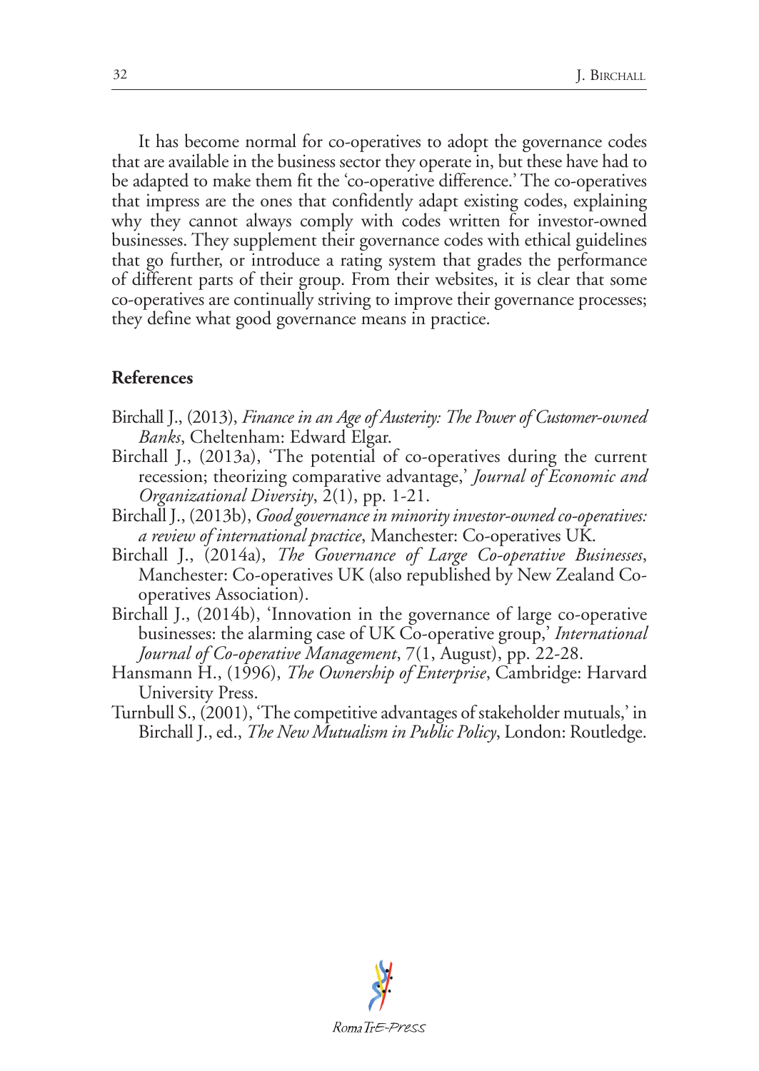It has become normal for co-operatives to adopt the governance codes that are available in the business sector they operate in, but these have had to be adapted to make them fit the 'co-operative difference.' The co-operatives that impress are the ones that confidently adapt existing codes, explaining why they cannot always comply with codes written for investor-owned businesses. They supplement their governance codes with ethical guidelines that go further, or introduce a rating system that grades the performance of different parts of their group. From their websites, it is clear that some co-operatives are continually striving to improve their governance processes; they define what good governance means in practice.

## References

Birchall J., (2013), *Finance in an Age of Austerity: The Power of Customer-owned Banks*, Cheltenham: Edward Elgar.

Birchall J., (2013a), 'The potential of co-operatives during the current recession; theorizing comparative advantage,' *Journal of Economic and Organizational Diversity*, 2(1), pp. 1-21.

Birchall J., (2013b), *Good governance in minority investor-owned co-operatives: a review of international practice*, Manchester: Co-operatives UK.

Birchall J., (2014a), *The Governance of Large Co-operative Businesses*, Manchester: Co-operatives UK (also republished by New Zealand Co-operatives Association).

Birchall J., (2014b), 'Innovation in the governance of large co-operative businesses: the alarming case of UK Co-operative group,' *International Journal of Co-operative Management*, 7(1, August), pp. 22-28.

Hansmann H., (1996), *The Ownership of Enterprise*, Cambridge: Harvard University Press.

Turnbull S., (2001), 'The competitive advantages of stakeholder mutuals,' in Birchall J., ed., *The New Mutualism in Public Policy*, London: Routledge.